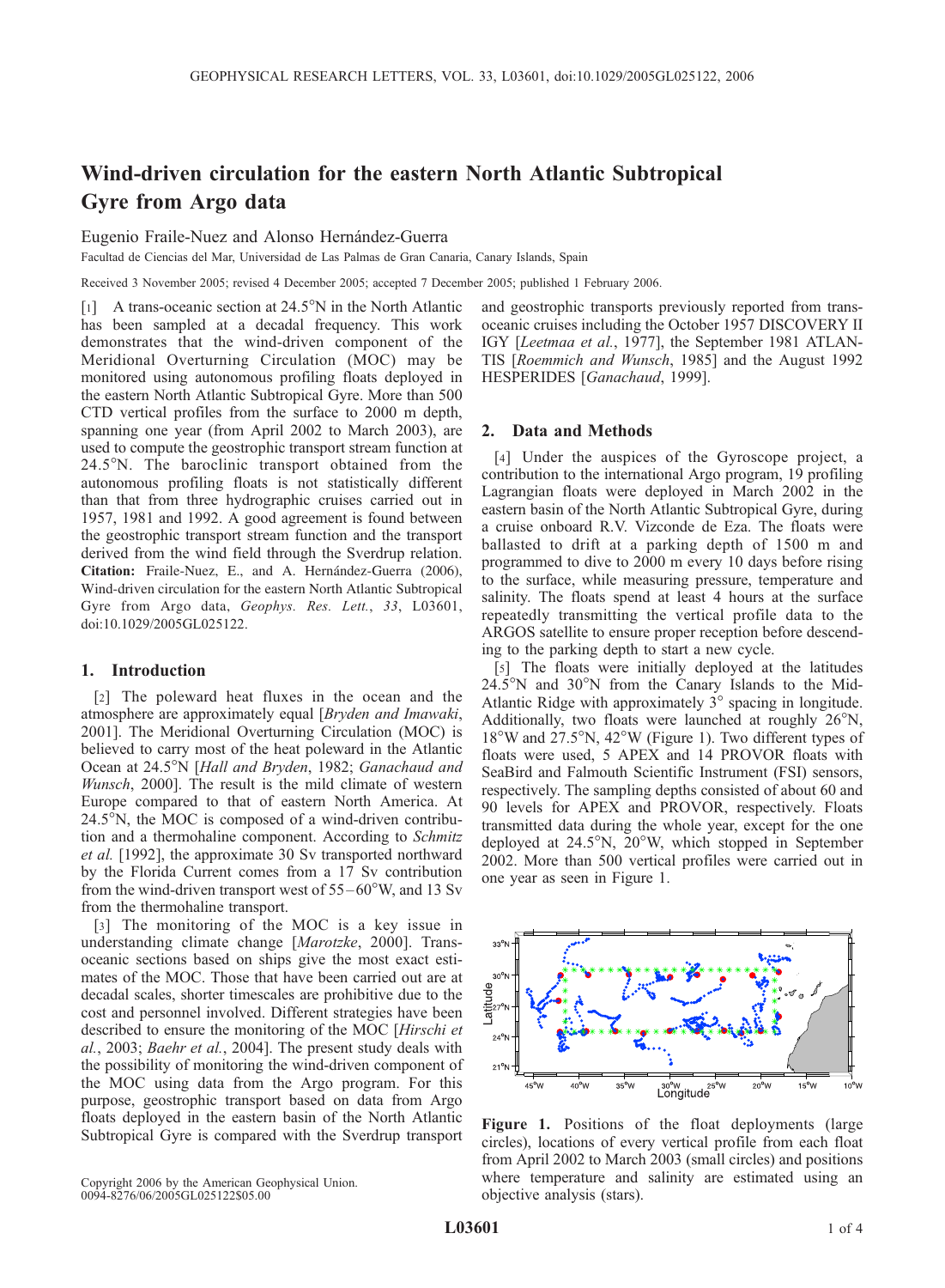# Wind-driven circulation for the eastern North Atlantic Subtropical Gyre from Argo data

Eugenio Fraile-Nuez and Alonso Hernández-Guerra

Facultad de Ciencias del Mar, Universidad de Las Palmas de Gran Canaria, Canary Islands, Spain

Received 3 November 2005; revised 4 December 2005; accepted 7 December 2005; published 1 February 2006.

[1] A trans-oceanic section at 24.5°N in the North Atlantic has been sampled at a decadal frequency. This work demonstrates that the wind-driven component of the Meridional Overturning Circulation (MOC) may be monitored using autonomous profiling floats deployed in the eastern North Atlantic Subtropical Gyre. More than 500 CTD vertical profiles from the surface to 2000 m depth, spanning one year (from April 2002 to March 2003), are used to compute the geostrophic transport stream function at 24.5°N. The baroclinic transport obtained from the autonomous profiling floats is not statistically different than that from three hydrographic cruises carried out in 1957, 1981 and 1992. A good agreement is found between the geostrophic transport stream function and the transport derived from the wind field through the Sverdrup relation. **Citation:** Fraile-Nuez, E., and A. Hernández-Guerra (2006), Wind-driven circulation for the eastern North Atlantic Subtropical Gyre from Argo data, *Geophys. Res. Lett.*, *33*, L03601, doi:10.1029/2005GL025122.

## 1. Introduction

[2] The poleward heat fluxes in the ocean and the atmosphere are approximately equal [*Bryden and Imawaki*, 2001]. The Meridional Overturning Circulation (MOC) is believed to carry most of the heat poleward in the Atlantic Ocean at 24.5°N [*Hall and Bryden*, 1982; *Ganachaud and Wunsch*, 2000]. The result is the mild climate of western Europe compared to that of eastern North America. At 24.5°N, the MOC is composed of a wind-driven contribution and a thermohaline component. According to *Schmitz et al.* [1992], the approximate 30 Sv transported northward by the Florida Current comes from a 17 Sv contribution from the wind-driven transport west of 55–60°W, and 13 Sv from the thermohaline transport.

[3] The monitoring of the MOC is a key issue in understanding climate change [*Marotzke*, 2000]. Trans-oceanic sections based on ships give the most exact estimates of the MOC. Those that have been carried out are at decadal scales, shorter timescales are prohibitive due to the cost and personnel involved. Different strategies have been described to ensure the monitoring of the MOC [*Hirschi et al.*, 2003; *Baehr et al.*, 2004]. The present study deals with the possibility of monitoring the wind-driven component of the MOC using data from the Argo program. For this purpose, geostrophic transport based on data from Argo floats deployed in the eastern basin of the North Atlantic Subtropical Gyre is compared with the Sverdrup transport and geostrophic transports previously reported from trans-oceanic cruises including the October 1957 DISCOVERY II IGY [*Leetmaa et al.*, 1977], the September 1981 ATLANTIS [*Roemmich and Wunsch*, 1985] and the August 1992 HESPERIDES [*Ganachaud*, 1999].

## 2. Data and Methods

[4] Under the auspices of the Gyroscope project, a contribution to the international Argo program, 19 profiling Lagrangian floats were deployed in March 2002 in the eastern basin of the North Atlantic Subtropical Gyre, during a cruise onboard R.V. Vizconde de Eza. The floats were ballasted to drift at a parking depth of 1500 m and programmed to dive to 2000 m every 10 days before rising to the surface, while measuring pressure, temperature and salinity. The floats spend at least 4 hours at the surface repeatedly transmitting the vertical profile data to the ARGOS satellite to ensure proper reception before descending to the parking depth to start a new cycle.

[5] The floats were initially deployed at the latitudes 24.5°N and 30°N from the Canary Islands to the Mid-Atlantic Ridge with approximately 3° spacing in longitude. Additionally, two floats were launched at roughly 26°N, 18°W and 27.5°N, 42°W (Figure 1). Two different types of floats were used, 5 APEX and 14 PROVOR floats with SeaBird and Falmouth Scientific Instrument (FSI) sensors, respectively. The sampling depths consisted of about 60 and 90 levels for APEX and PROVOR, respectively. Floats transmitted data during the whole year, except for the one deployed at 24.5°N, 20°W, which stopped in September 2002. More than 500 vertical profiles were carried out in one year as seen in Figure 1.

**Figure 1.** Positions of the float deployments (large circles), locations of every vertical profile from each float from April 2002 to March 2003 (small circles) and positions where temperature and salinity are estimated using an objective analysis (stars).

Copyright 2006 by the American Geophysical Union.
0094-8276/06/2005GL025122$05.00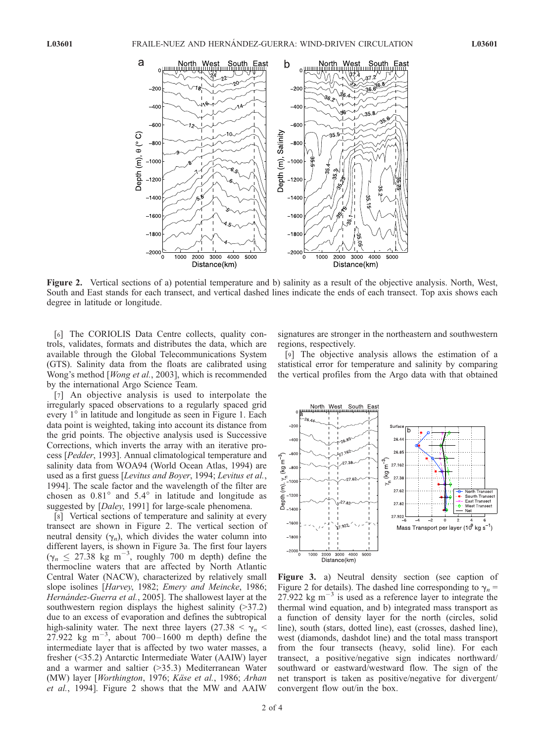**Figure 2.** Vertical sections of a) potential temperature and b) salinity as a result of the objective analysis. North, West, South and East stands for each transect, and vertical dashed lines indicate the ends of each transect. Top axis shows each degree in latitude or longitude.

[6] The CORIOLIS Data Centre collects, quality controls, validates, formats and distributes the data, which are available through the Global Telecommunications System (GTS). Salinity data from the floats are calibrated using Wong's method [*Wong et al.*, 2003], which is recommended by the international Argo Science Team.

[7] An objective analysis is used to interpolate the irregularly spaced observations to a regularly spaced grid every 1° in latitude and longitude as seen in Figure 1. Each data point is weighted, taking into account its distance from the grid points. The objective analysis used is Successive Corrections, which inverts the array with an iterative process [*Pedder*, 1993]. Annual climatological temperature and salinity data from WOA94 (World Ocean Atlas, 1994) are used as a first guess [*Levitus and Boyer*, 1994; *Levitus et al.*, 1994]. The scale factor and the wavelength of the filter are chosen as 0.81° and 5.4° in latitude and longitude as suggested by [*Daley*, 1991] for large-scale phenomena.

[8] Vertical sections of temperature and salinity at every transect are shown in Figure 2. The vertical section of neutral density ($\gamma_n$), which divides the water column into different layers, is shown in Figure 3a. The first four layers ($\gamma_n \leq 27.38$ kg m$^{-3}$, roughly 700 m depth) define the thermocline waters that are affected by North Atlantic Central Water (NACW), characterized by relatively small slope isolines [*Harvey*, 1982; *Emery and Meincke*, 1986; *Hernández-Guerra et al.*, 2005]. The shallowest layer at the southwestern region displays the highest salinity (>37.2) due to an excess of evaporation and defines the subtropical high-salinity water. The next three layers ($27.38 < \gamma_n < 27.922$ kg m$^{-3}$, about 700–1600 m depth) define the intermediate layer that is affected by two water masses, a fresher (<35.2) Antarctic Intermediate Water (AAIW) layer and a warmer and saltier (>35.3) Mediterranean Water (MW) layer [*Worthington*, 1976; *Käse et al.*, 1986; *Arhan et al.*, 1994]. Figure 2 shows that the MW and AAIW signatures are stronger in the northeastern and southwestern regions, respectively.

[9] The objective analysis allows the estimation of a statistical error for temperature and salinity by comparing the vertical profiles from the Argo data with that obtained

**Figure 3.** a) Neutral density section (see caption of Figure 2 for details). The dashed line corresponding to $\gamma_n = 27.922$ kg m$^{-3}$ is used as a reference layer to integrate the thermal wind equation, and b) integrated mass transport as a function of density layer for the north (circles, solid line), south (stars, dotted line), east (crosses, dashed line), west (diamonds, dashdot line) and the total mass transport from the four transects (heavy, solid line). For each transect, a positive/negative sign indicates northward/southward or eastward/westward flow. The sign of the net transport is taken as positive/negative for divergent/convergent flow out/in the box.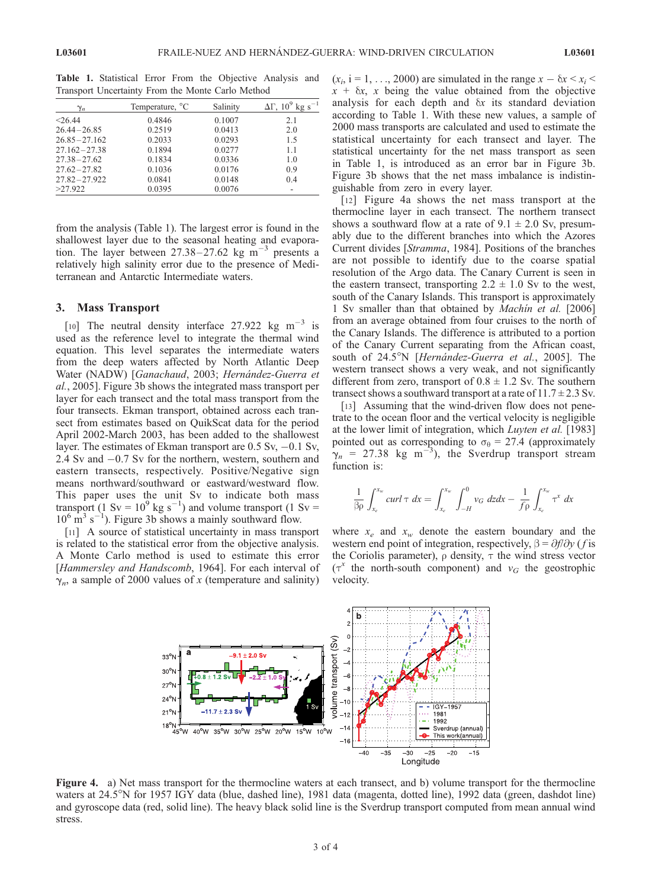**Table 1.** Statistical Error From the Objective Analysis and Transport Uncertainty From the Monte Carlo Method

| $\gamma_n$ | Temperature, °C | Salinity | $\Delta\Gamma$, $10^9$ kg s$^{-1}$ |
|---|---|---|---|
| <26.44 | 0.4846 | 0.1007 | 2.1 |
| 26.44–26.85 | 0.2519 | 0.0413 | 2.0 |
| 26.85–27.162 | 0.2033 | 0.0293 | 1.5 |
| 27.162–27.38 | 0.1894 | 0.0277 | 1.1 |
| 27.38–27.62 | 0.1834 | 0.0336 | 1.0 |
| 27.62–27.82 | 0.1036 | 0.0176 | 0.9 |
| 27.82–27.922 | 0.0841 | 0.0148 | 0.4 |
| >27.922 | 0.0395 | 0.0076 | - |

from the analysis (Table 1). The largest error is found in the shallowest layer due to the seasonal heating and evaporation. The layer between 27.38–27.62 kg m$^{-3}$ presents a relatively high salinity error due to the presence of Mediterranean and Antarctic Intermediate waters.

## 3. Mass Transport

[10] The neutral density interface 27.922 kg m$^{-3}$ is used as the reference level to integrate the thermal wind equation. This level separates the intermediate waters from the deep waters affected by North Atlantic Deep Water (NADW) [*Ganachaud*, 2003; *Hernández-Guerra et al.*, 2005]. Figure 3b shows the integrated mass transport per layer for each transect and the total mass transport from the four transects. Ekman transport, obtained across each transect from estimates based on QuikScat data for the period April 2002-March 2003, has been added to the shallowest layer. The estimates of Ekman transport are 0.5 Sv, −0.1 Sv, 2.4 Sv and −0.7 Sv for the northern, western, southern and eastern transects, respectively. Positive/Negative sign means northward/southward or eastward/westward flow. This paper uses the unit Sv to indicate both mass transport (1 Sv = $10^9$ kg s$^{-1}$) and volume transport (1 Sv = $10^6$ m$^3$ s$^{-1}$). Figure 3b shows a mainly southward flow.

[11] A source of statistical uncertainty in mass transport is related to the statistical error from the objective analysis. A Monte Carlo method is used to estimate this error [*Hammersley and Handscomb*, 1964]. For each interval of $\gamma_n$, a sample of 2000 values of $x$ (temperature and salinity) ($x_i$, i = 1, . . ., 2000) are simulated in the range $x - \delta x < x_i < x + \delta x$, $x$ being the value obtained from the objective analysis for each depth and $\delta x$ its standard deviation according to Table 1. With these new values, a sample of 2000 mass transports are calculated and used to estimate the statistical uncertainty for each transect and layer. The statistical uncertainty for the net mass transport as seen in Table 1, is introduced as an error bar in Figure 3b. Figure 3b shows that the net mass imbalance is indistinguishable from zero in every layer.

[12] Figure 4a shows the net mass transport at the thermocline layer in each transect. The northern transect shows a southward flow at a rate of 9.1 ± 2.0 Sv, presumably due to the different branches into which the Azores Current divides [*Stramma*, 1984]. Positions of the branches are not possible to identify due to the coarse spatial resolution of the Argo data. The Canary Current is seen in the eastern transect, transporting 2.2 ± 1.0 Sv to the west, south of the Canary Islands. This transport is approximately 1 Sv smaller than that obtained by *Machín et al.* [2006] from an average obtained from four cruises to the north of the Canary Islands. The difference is attributed to a portion of the Canary Current separating from the African coast, south of 24.5°N [*Hernández-Guerra et al.*, 2005]. The western transect shows a very weak, and not significantly different from zero, transport of 0.8 ± 1.2 Sv. The southern transect shows a southward transport at a rate of 11.7 ± 2.3 Sv.

[13] Assuming that the wind-driven flow does not penetrate to the ocean floor and the vertical velocity is negligible at the lower limit of integration, which *Luyten et al.* [1983] pointed out as corresponding to $\sigma_0$ = 27.4 (approximately $\gamma_n$ = 27.38 kg m$^{-3}$), the Sverdrup transport stream function is:

$$\frac{1}{\beta\rho}\int_{x_e}^{x_w} curl\,\tau\; dx = \int_{x_e}^{x_w}\int_{-H}^{0} v_G\; dzdx - \frac{1}{f\rho}\int_{x_e}^{x_w} \tau^x\; dx$$

where $x_e$ and $x_w$ denote the eastern boundary and the western end point of integration, respectively, $\beta = \partial f/\partial y$ ($f$ is the Coriolis parameter), $\rho$ density, $\tau$ the wind stress vector ($\tau^x$ the north-south component) and $v_G$ the geostrophic velocity.

**Figure 4.** a) Net mass transport for the thermocline waters at each transect, and b) volume transport for the thermocline waters at 24.5°N for 1957 IGY data (blue, dashed line), 1981 data (magenta, dotted line), 1992 data (green, dashdot line) and gyroscope data (red, solid line). The heavy black solid line is the Sverdrup transport computed from mean annual wind stress.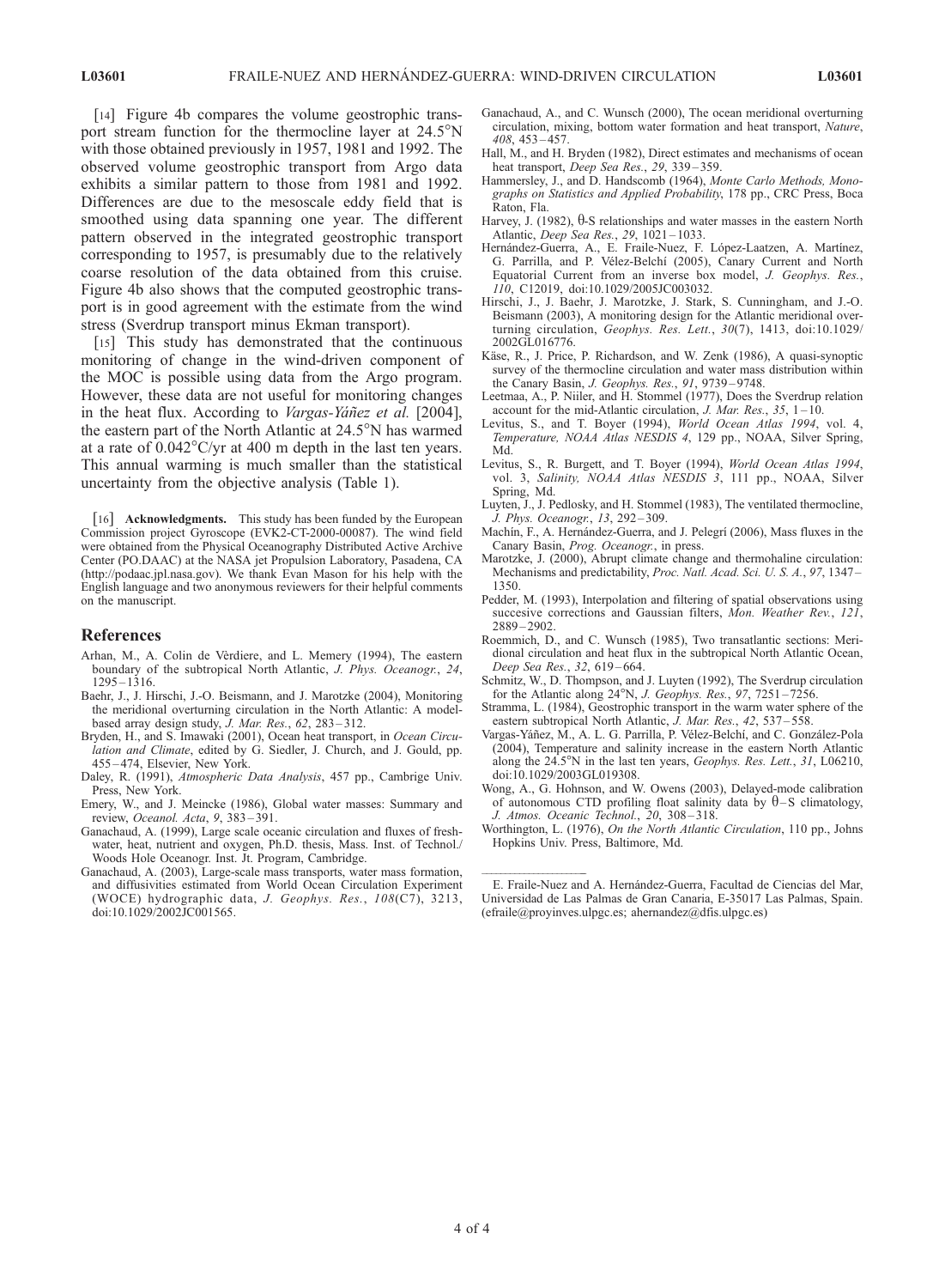[14] Figure 4b compares the volume geostrophic transport stream function for the thermocline layer at 24.5°N with those obtained previously in 1957, 1981 and 1992. The observed volume geostrophic transport from Argo data exhibits a similar pattern to those from 1981 and 1992. Differences are due to the mesoscale eddy field that is smoothed using data spanning one year. The different pattern observed in the integrated geostrophic transport corresponding to 1957, is presumably due to the relatively coarse resolution of the data obtained from this cruise. Figure 4b also shows that the computed geostrophic transport is in good agreement with the estimate from the wind stress (Sverdrup transport minus Ekman transport).

[15] This study has demonstrated that the continuous monitoring of change in the wind-driven component of the MOC is possible using data from the Argo program. However, these data are not useful for monitoring changes in the heat flux. According to *Vargas-Yáñez et al.* [2004], the eastern part of the North Atlantic at 24.5°N has warmed at a rate of 0.042°C/yr at 400 m depth in the last ten years. This annual warming is much smaller than the statistical uncertainty from the objective analysis (Table 1).

[16] **Acknowledgments.** This study has been funded by the European Commission project Gyroscope (EVK2-CT-2000-00087). The wind field were obtained from the Physical Oceanography Distributed Active Archive Center (PO.DAAC) at the NASA jet Propulsion Laboratory, Pasadena, CA (http://podaac.jpl.nasa.gov). We thank Evan Mason for his help with the English language and two anonymous reviewers for their helpful comments on the manuscript.

## References

Arhan, M., A. Colin de Vèrdiere, and L. Memery (1994), The eastern boundary of the subtropical North Atlantic, *J. Phys. Oceanogr.*, *24*, 1295–1316.

Baehr, J., J. Hirschi, J.-O. Beismann, and J. Marotzke (2004), Monitoring the meridional overturning circulation in the North Atlantic: A model-based array design study, *J. Mar. Res.*, *62*, 283–312.

Bryden, H., and S. Imawaki (2001), Ocean heat transport, in *Ocean Circulation and Climate*, edited by G. Siedler, J. Church, and J. Gould, pp. 455–474, Elsevier, New York.

Daley, R. (1991), *Atmospheric Data Analysis*, 457 pp., Cambrige Univ. Press, New York.

Emery, W., and J. Meincke (1986), Global water masses: Summary and review, *Oceanol. Acta*, *9*, 383–391.

Ganachaud, A. (1999), Large scale oceanic circulation and fluxes of freshwater, heat, nutrient and oxygen, Ph.D. thesis, Mass. Inst. of Technol./Woods Hole Oceanogr. Inst. Jt. Program, Cambridge.

Ganachaud, A. (2003), Large-scale mass transports, water mass formation, and diffusivities estimated from World Ocean Circulation Experiment (WOCE) hydrographic data, *J. Geophys. Res.*, *108*(C7), 3213, doi:10.1029/2002JC001565.

Ganachaud, A., and C. Wunsch (2000), The ocean meridional overturning circulation, mixing, bottom water formation and heat transport, *Nature*, *408*, 453–457.

Hall, M., and H. Bryden (1982), Direct estimates and mechanisms of ocean heat transport, *Deep Sea Res.*, *29*, 339–359.

Hammersley, J., and D. Handscomb (1964), *Monte Carlo Methods, Monographs on Statistics and Applied Probability*, 178 pp., CRC Press, Boca Raton, Fla.

Harvey, J. (1982), θ-S relationships and water masses in the eastern North Atlantic, *Deep Sea Res.*, *29*, 1021–1033.

Hernández-Guerra, A., E. Fraile-Nuez, F. López-Laatzen, A. Martínez, G. Parrilla, and P. Vélez-Belchí (2005), Canary Current and North Equatorial Current from an inverse box model, *J. Geophys. Res.*, *110*, C12019, doi:10.1029/2005JC003032.

Hirschi, J., J. Baehr, J. Marotzke, J. Stark, S. Cunningham, and J.-O. Beismann (2003), A monitoring design for the Atlantic meridional overturning circulation, *Geophys. Res. Lett.*, *30*(7), 1413, doi:10.1029/2002GL016776.

Käse, R., J. Price, P. Richardson, and W. Zenk (1986), A quasi-synoptic survey of the thermocline circulation and water mass distribution within the Canary Basin, *J. Geophys. Res.*, *91*, 9739–9748.

Leetmaa, A., P. Niiler, and H. Stommel (1977), Does the Sverdrup relation account for the mid-Atlantic circulation, *J. Mar. Res.*, *35*, 1–10.

Levitus, S., and T. Boyer (1994), *World Ocean Atlas 1994*, vol. 4, *Temperature, NOAA Atlas NESDIS 4*, 129 pp., NOAA, Silver Spring, Md.

Levitus, S., R. Burgett, and T. Boyer (1994), *World Ocean Atlas 1994*, vol. 3, *Salinity, NOAA Atlas NESDIS 3*, 111 pp., NOAA, Silver Spring, Md.

Luyten, J., J. Pedlosky, and H. Stommel (1983), The ventilated thermocline, *J. Phys. Oceanogr.*, *13*, 292–309.

Machín, F., A. Hernández-Guerra, and J. Pelegrí (2006), Mass fluxes in the Canary Basin, *Prog. Oceanogr.*, in press.

Marotzke, J. (2000), Abrupt climate change and thermohaline circulation: Mechanisms and predictability, *Proc. Natl. Acad. Sci. U. S. A.*, *97*, 1347–1350.

Pedder, M. (1993), Interpolation and filtering of spatial observations using succesive corrections and Gaussian filters, *Mon. Weather Rev.*, *121*, 2889–2902.

Roemmich, D., and C. Wunsch (1985), Two transatlantic sections: Meridional circulation and heat flux in the subtropical North Atlantic Ocean, *Deep Sea Res.*, *32*, 619–664.

Schmitz, W., D. Thompson, and J. Luyten (1992), The Sverdrup circulation for the Atlantic along 24°N, *J. Geophys. Res.*, *97*, 7251–7256.

Stramma, L. (1984), Geostrophic transport in the warm water sphere of the eastern subtropical North Atlantic, *J. Mar. Res.*, *42*, 537–558.

Vargas-Yáñez, M., A. L. G. Parrilla, P. Vélez-Belchí, and C. González-Pola (2004), Temperature and salinity increase in the eastern North Atlantic along the 24.5°N in the last ten years, *Geophys. Res. Lett.*, *31*, L06210, doi:10.1029/2003GL019308.

Wong, A., G. Hohnson, and W. Owens (2003), Delayed-mode calibration of autonomous CTD profiling float salinity data by θ–S climatology, *J. Atmos. Oceanic Technol.*, *20*, 308–318.

Worthington, L. (1976), *On the North Atlantic Circulation*, 110 pp., Johns Hopkins Univ. Press, Baltimore, Md.

---

E. Fraile-Nuez and A. Hernández-Guerra, Facultad de Ciencias del Mar, Universidad de Las Palmas de Gran Canaria, E-35017 Las Palmas, Spain. (efraile@proyinves.ulpgc.es; ahernandez@dfis.ulpgc.es)